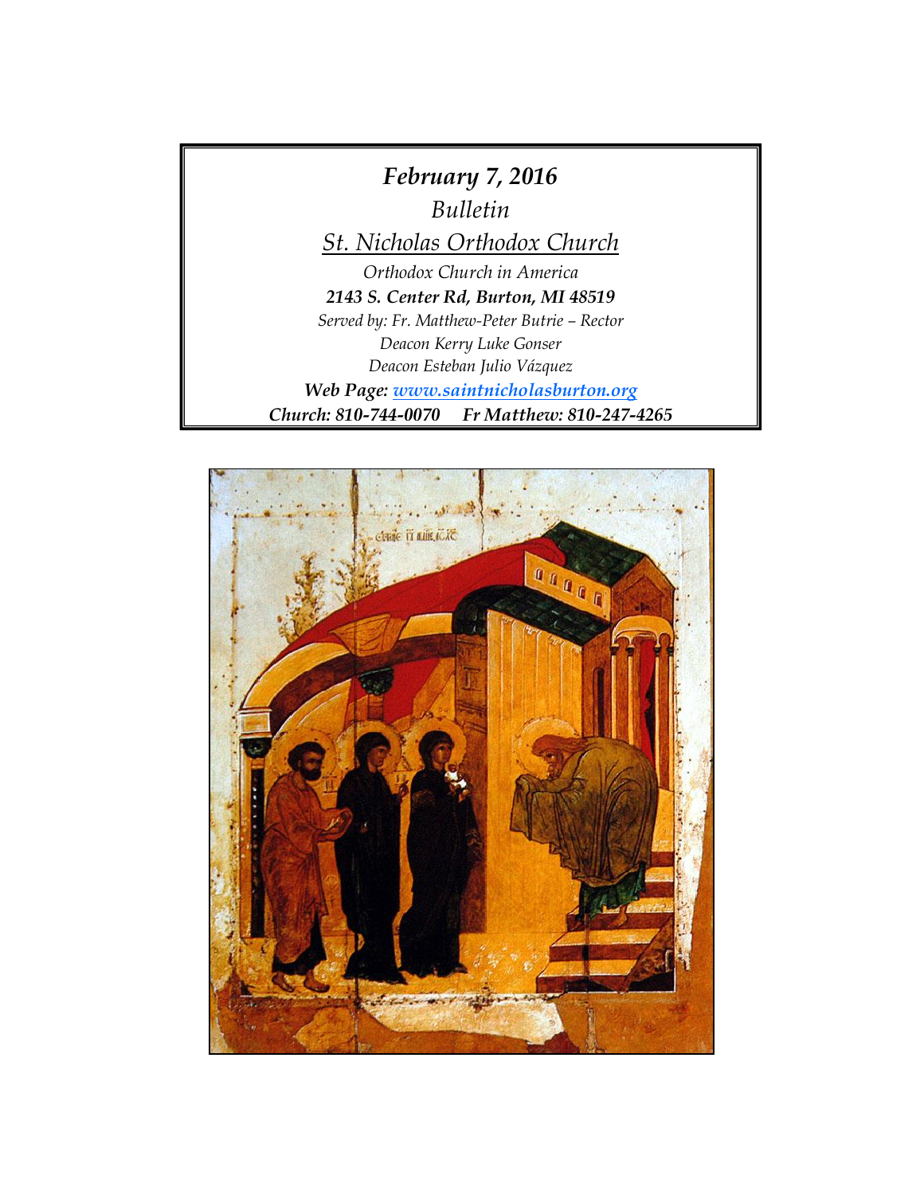*February 7, 2016*

*Bulletin*

*St. Nicholas Orthodox Church*

*Orthodox Church in America*

***2143 S. Center Rd, Burton, MI 48519***

*Served by: Fr. Matthew-Peter Butrie – Rector*

*Deacon Kerry Luke Gonser*

*Deacon Esteban Julio Vázquez*

***Web Page: www.saintnicholasburton.org***

***Church: 810-744-0070 Fr Matthew: 810-247-4265***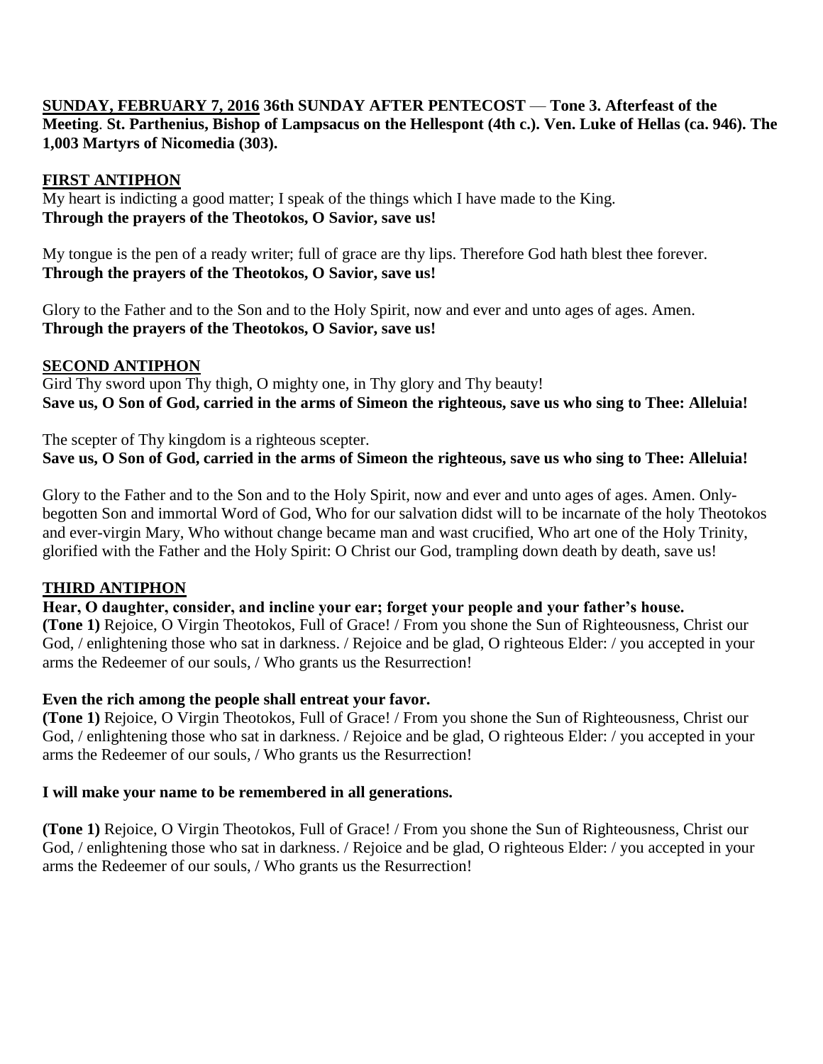**<u>SUNDAY, FEBRUARY 7, 2016</u> 36th SUNDAY AFTER PENTECOST** — **Tone 3. Afterfeast of the Meeting**. **St. Parthenius, Bishop of Lampsacus on the Hellespont (4th c.). Ven. Luke of Hellas (ca. 946). The 1,003 Martyrs of Nicomedia (303).**

## <u>FIRST ANTIPHON</u>

My heart is indicting a good matter; I speak of the things which I have made to the King.
**Through the prayers of the Theotokos, O Savior, save us!**

My tongue is the pen of a ready writer; full of grace are thy lips. Therefore God hath blest thee forever.
**Through the prayers of the Theotokos, O Savior, save us!**

Glory to the Father and to the Son and to the Holy Spirit, now and ever and unto ages of ages. Amen.
**Through the prayers of the Theotokos, O Savior, save us!**

## <u>SECOND ANTIPHON</u>

Gird Thy sword upon Thy thigh, O mighty one, in Thy glory and Thy beauty!
**Save us, O Son of God, carried in the arms of Simeon the righteous, save us who sing to Thee: Alleluia!**

The scepter of Thy kingdom is a righteous scepter.
**Save us, O Son of God, carried in the arms of Simeon the righteous, save us who sing to Thee: Alleluia!**

Glory to the Father and to the Son and to the Holy Spirit, now and ever and unto ages of ages. Amen. Only-begotten Son and immortal Word of God, Who for our salvation didst will to be incarnate of the holy Theotokos and ever-virgin Mary, Who without change became man and wast crucified, Who art one of the Holy Trinity, glorified with the Father and the Holy Spirit: O Christ our God, trampling down death by death, save us!

## <u>THIRD ANTIPHON</u>

**Hear, O daughter, consider, and incline your ear; forget your people and your father's house.**
**(Tone 1)** Rejoice, O Virgin Theotokos, Full of Grace! / From you shone the Sun of Righteousness, Christ our God, / enlightening those who sat in darkness. / Rejoice and be glad, O righteous Elder: / you accepted in your arms the Redeemer of our souls, / Who grants us the Resurrection!

**Even the rich among the people shall entreat your favor.**
**(Tone 1)** Rejoice, O Virgin Theotokos, Full of Grace! / From you shone the Sun of Righteousness, Christ our God, / enlightening those who sat in darkness. / Rejoice and be glad, O righteous Elder: / you accepted in your arms the Redeemer of our souls, / Who grants us the Resurrection!

**I will make your name to be remembered in all generations.**

**(Tone 1)** Rejoice, O Virgin Theotokos, Full of Grace! / From you shone the Sun of Righteousness, Christ our God, / enlightening those who sat in darkness. / Rejoice and be glad, O righteous Elder: / you accepted in your arms the Redeemer of our souls, / Who grants us the Resurrection!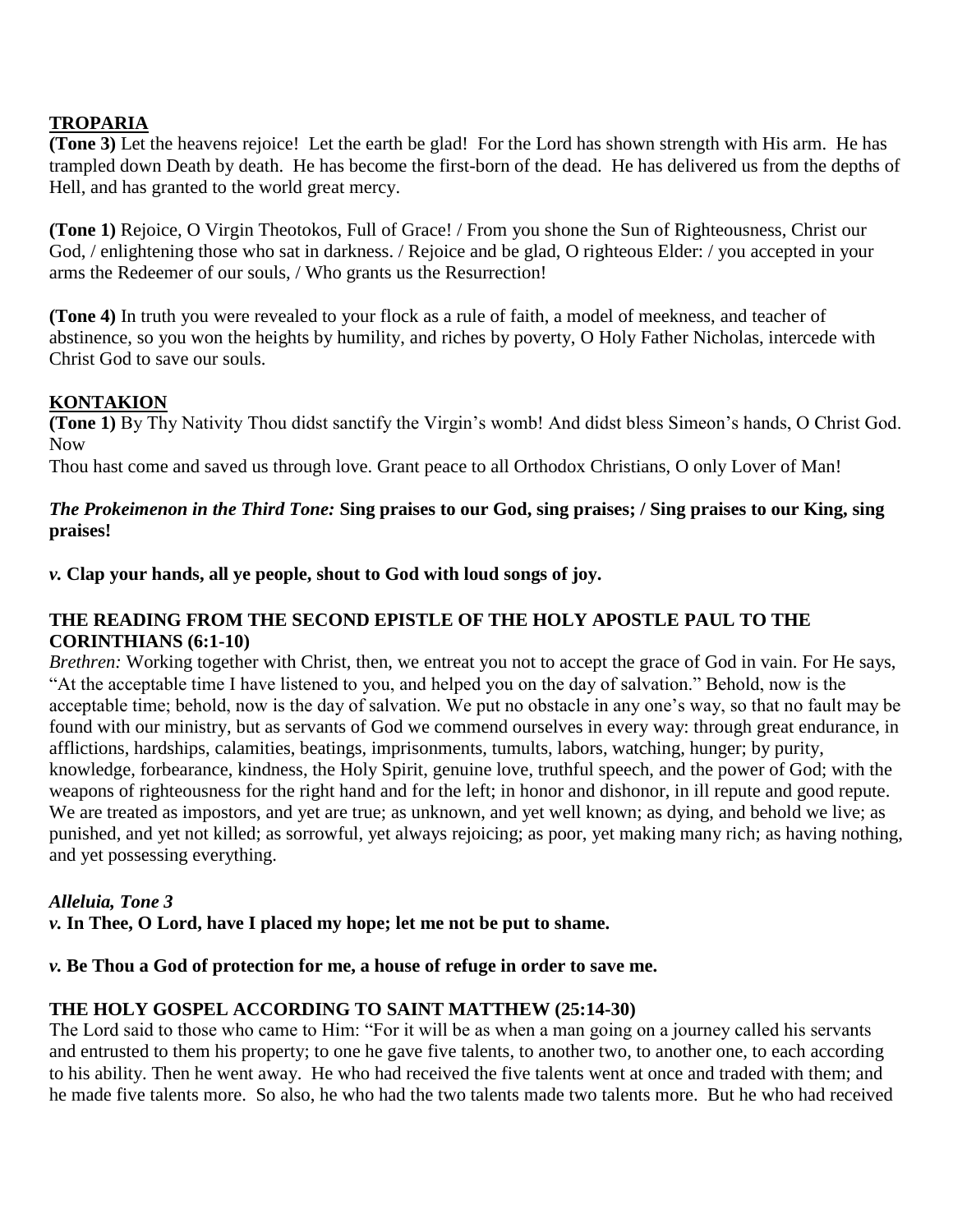**TROPARIA**

**(Tone 3)** Let the heavens rejoice! Let the earth be glad! For the Lord has shown strength with His arm. He has trampled down Death by death. He has become the first-born of the dead. He has delivered us from the depths of Hell, and has granted to the world great mercy.

**(Tone 1)** Rejoice, O Virgin Theotokos, Full of Grace! / From you shone the Sun of Righteousness, Christ our God, / enlightening those who sat in darkness. / Rejoice and be glad, O righteous Elder: / you accepted in your arms the Redeemer of our souls, / Who grants us the Resurrection!

**(Tone 4)** In truth you were revealed to your flock as a rule of faith, a model of meekness, and teacher of abstinence, so you won the heights by humility, and riches by poverty, O Holy Father Nicholas, intercede with Christ God to save our souls.

**KONTAKION**

**(Tone 1)** By Thy Nativity Thou didst sanctify the Virgin's womb! And didst bless Simeon's hands, O Christ God. Now
Thou hast come and saved us through love. Grant peace to all Orthodox Christians, O only Lover of Man!

***The Prokeimenon in the Third Tone:* Sing praises to our God, sing praises; / Sing praises to our King, sing praises!**

***v.* Clap your hands, all ye people, shout to God with loud songs of joy.**

**THE READING FROM THE SECOND EPISTLE OF THE HOLY APOSTLE PAUL TO THE CORINTHIANS (6:1-10)**

*Brethren:* Working together with Christ, then, we entreat you not to accept the grace of God in vain. For He says, "At the acceptable time I have listened to you, and helped you on the day of salvation." Behold, now is the acceptable time; behold, now is the day of salvation. We put no obstacle in any one's way, so that no fault may be found with our ministry, but as servants of God we commend ourselves in every way: through great endurance, in afflictions, hardships, calamities, beatings, imprisonments, tumults, labors, watching, hunger; by purity, knowledge, forbearance, kindness, the Holy Spirit, genuine love, truthful speech, and the power of God; with the weapons of righteousness for the right hand and for the left; in honor and dishonor, in ill repute and good repute. We are treated as impostors, and yet are true; as unknown, and yet well known; as dying, and behold we live; as punished, and yet not killed; as sorrowful, yet always rejoicing; as poor, yet making many rich; as having nothing, and yet possessing everything.

***Alleluia, Tone 3***

***v.* In Thee, O Lord, have I placed my hope; let me not be put to shame.**

***v.* Be Thou a God of protection for me, a house of refuge in order to save me.**

**THE HOLY GOSPEL ACCORDING TO SAINT MATTHEW (25:14-30)**

The Lord said to those who came to Him: "For it will be as when a man going on a journey called his servants and entrusted to them his property; to one he gave five talents, to another two, to another one, to each according to his ability. Then he went away. He who had received the five talents went at once and traded with them; and he made five talents more. So also, he who had the two talents made two talents more. But he who had received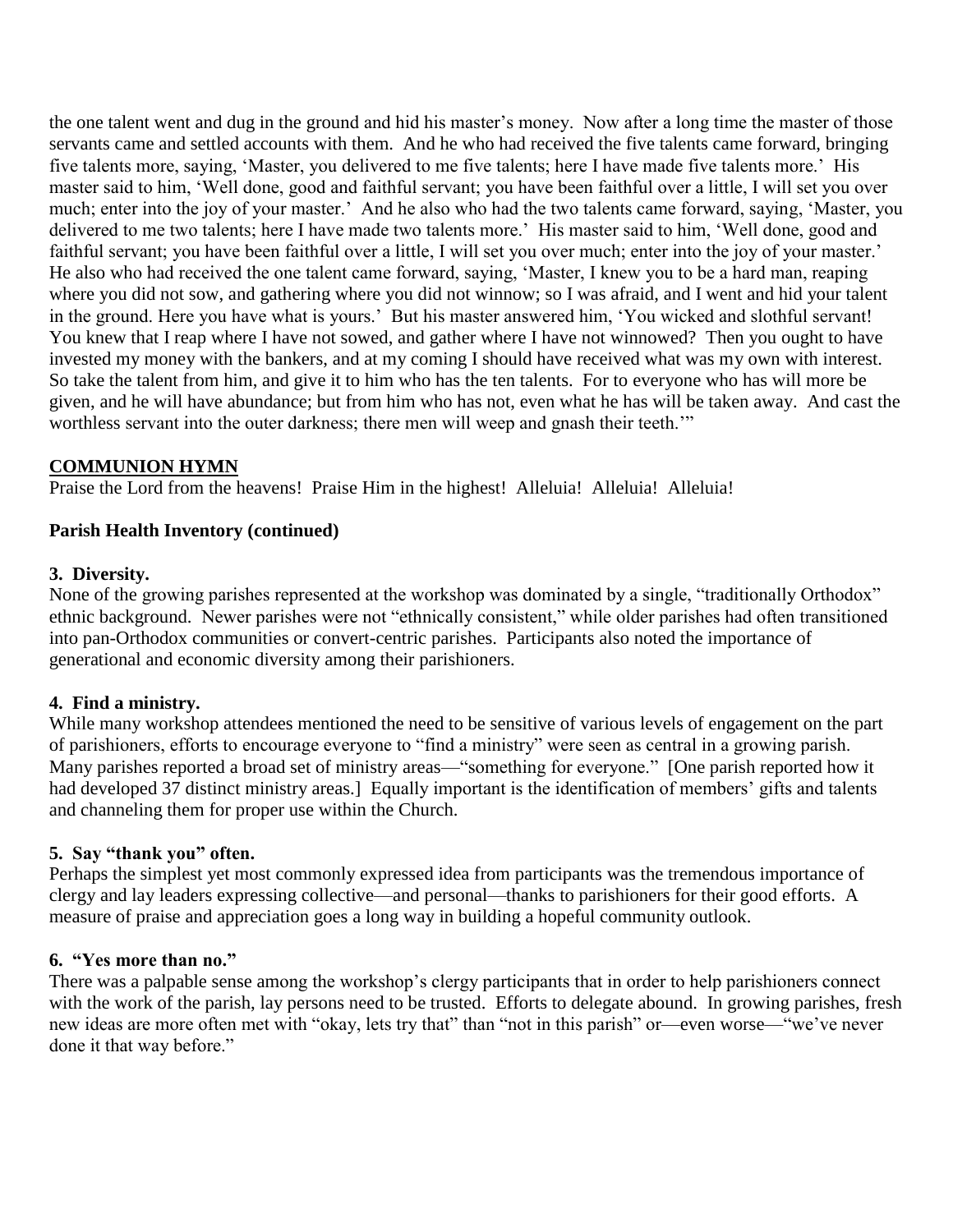the one talent went and dug in the ground and hid his master's money. Now after a long time the master of those servants came and settled accounts with them. And he who had received the five talents came forward, bringing five talents more, saying, 'Master, you delivered to me five talents; here I have made five talents more.' His master said to him, 'Well done, good and faithful servant; you have been faithful over a little, I will set you over much; enter into the joy of your master.' And he also who had the two talents came forward, saying, 'Master, you delivered to me two talents; here I have made two talents more.' His master said to him, 'Well done, good and faithful servant; you have been faithful over a little, I will set you over much; enter into the joy of your master.' He also who had received the one talent came forward, saying, 'Master, I knew you to be a hard man, reaping where you did not sow, and gathering where you did not winnow; so I was afraid, and I went and hid your talent in the ground. Here you have what is yours.' But his master answered him, 'You wicked and slothful servant! You knew that I reap where I have not sowed, and gather where I have not winnowed? Then you ought to have invested my money with the bankers, and at my coming I should have received what was my own with interest. So take the talent from him, and give it to him who has the ten talents. For to everyone who has will more be given, and he will have abundance; but from him who has not, even what he has will be taken away. And cast the worthless servant into the outer darkness; there men will weep and gnash their teeth.'"

**COMMUNION HYMN**

Praise the Lord from the heavens! Praise Him in the highest! Alleluia! Alleluia! Alleluia!

**Parish Health Inventory (continued)**

**3. Diversity.**

None of the growing parishes represented at the workshop was dominated by a single, "traditionally Orthodox" ethnic background. Newer parishes were not "ethnically consistent," while older parishes had often transitioned into pan-Orthodox communities or convert-centric parishes. Participants also noted the importance of generational and economic diversity among their parishioners.

**4. Find a ministry.**

While many workshop attendees mentioned the need to be sensitive of various levels of engagement on the part of parishioners, efforts to encourage everyone to "find a ministry" were seen as central in a growing parish. Many parishes reported a broad set of ministry areas—"something for everyone." [One parish reported how it had developed 37 distinct ministry areas.] Equally important is the identification of members' gifts and talents and channeling them for proper use within the Church.

**5. Say "thank you" often.**

Perhaps the simplest yet most commonly expressed idea from participants was the tremendous importance of clergy and lay leaders expressing collective—and personal—thanks to parishioners for their good efforts. A measure of praise and appreciation goes a long way in building a hopeful community outlook.

**6. "Yes more than no."**

There was a palpable sense among the workshop's clergy participants that in order to help parishioners connect with the work of the parish, lay persons need to be trusted. Efforts to delegate abound. In growing parishes, fresh new ideas are more often met with "okay, lets try that" than "not in this parish" or—even worse—"we've never done it that way before."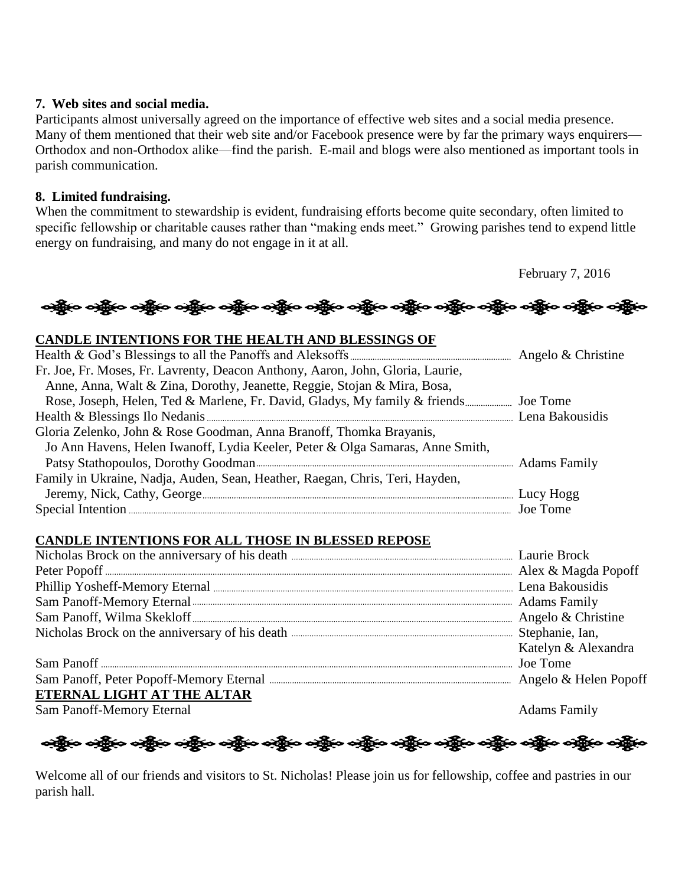**7. Web sites and social media.**

Participants almost universally agreed on the importance of effective web sites and a social media presence. Many of them mentioned that their web site and/or Facebook presence were by far the primary ways enquirers—Orthodox and non-Orthodox alike—find the parish. E-mail and blogs were also mentioned as important tools in parish communication.

**8. Limited fundraising.**

When the commitment to stewardship is evident, fundraising efforts become quite secondary, often limited to specific fellowship or charitable causes rather than "making ends meet." Growing parishes tend to expend little energy on fundraising, and many do not engage in it at all.

February 7, 2016

---

## CANDLE INTENTIONS FOR THE HEALTH AND BLESSINGS OF

| Intention | Offered by |
| --- | --- |
| Health & God's Blessings to all the Panoffs and Aleksoffs | Angelo & Christine |
| Fr. Joe, Fr. Moses, Fr. Lavrenty, Deacon Anthony, Aaron, John, Gloria, Laurie, Anne, Anna, Walt & Zina, Dorothy, Jeanette, Reggie, Stojan & Mira, Bosa, Rose, Joseph, Helen, Ted & Marlene, Fr. David, Gladys, My family & friends | Joe Tome |
| Health & Blessings Ilo Nedanis | Lena Bakousidis |
| Gloria Zelenko, John & Rose Goodman, Anna Branoff, Thomka Brayanis, Jo Ann Havens, Helen Iwanoff, Lydia Keeler, Peter & Olga Samaras, Anne Smith, Patsy Stathopoulos, Dorothy Goodman | Adams Family |
| Family in Ukraine, Nadja, Auden, Sean, Heather, Raegan, Chris, Teri, Hayden, Jeremy, Nick, Cathy, George | Lucy Hogg |
| Special Intention | Joe Tome |

## CANDLE INTENTIONS FOR ALL THOSE IN BLESSED REPOSE

| Intention | Offered by |
| --- | --- |
| Nicholas Brock on the anniversary of his death | Laurie Brock |
| Peter Popoff | Alex & Magda Popoff |
| Phillip Yosheff-Memory Eternal | Lena Bakousidis |
| Sam Panoff-Memory Eternal | Adams Family |
| Sam Panoff, Wilma Skekloff | Angelo & Christine |
| Nicholas Brock on the anniversary of his death | Stephanie, Ian, Katelyn & Alexandra |
| Sam Panoff | Joe Tome |
| Sam Panoff, Peter Popoff-Memory Eternal | Angelo & Helen Popoff |

## ETERNAL LIGHT AT THE ALTAR

| Intention | Offered by |
| --- | --- |
| Sam Panoff-Memory Eternal | Adams Family |

---

Welcome all of our friends and visitors to St. Nicholas! Please join us for fellowship, coffee and pastries in our parish hall.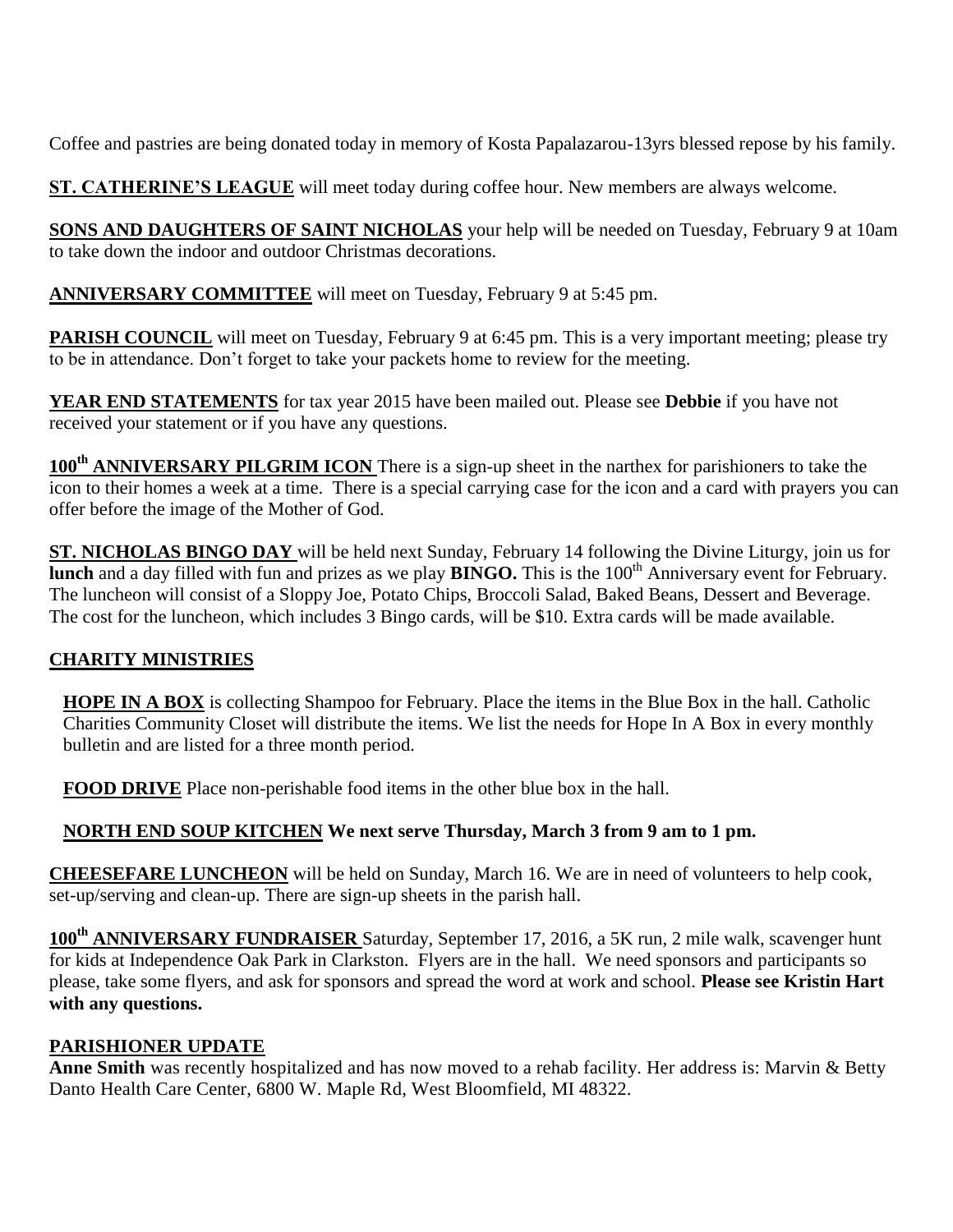Coffee and pastries are being donated today in memory of Kosta Papalazarou-13yrs blessed repose by his family.

**ST. CATHERINE'S LEAGUE** will meet today during coffee hour. New members are always welcome.

**SONS AND DAUGHTERS OF SAINT NICHOLAS** your help will be needed on Tuesday, February 9 at 10am to take down the indoor and outdoor Christmas decorations.

**ANNIVERSARY COMMITTEE** will meet on Tuesday, February 9 at 5:45 pm.

**PARISH COUNCIL** will meet on Tuesday, February 9 at 6:45 pm. This is a very important meeting; please try to be in attendance. Don't forget to take your packets home to review for the meeting.

**YEAR END STATEMENTS** for tax year 2015 have been mailed out. Please see **Debbie** if you have not received your statement or if you have any questions.

**100th ANNIVERSARY PILGRIM ICON** There is a sign-up sheet in the narthex for parishioners to take the icon to their homes a week at a time. There is a special carrying case for the icon and a card with prayers you can offer before the image of the Mother of God.

**ST. NICHOLAS BINGO DAY** will be held next Sunday, February 14 following the Divine Liturgy, join us for **lunch** and a day filled with fun and prizes as we play **BINGO.** This is the 100th Anniversary event for February. The luncheon will consist of a Sloppy Joe, Potato Chips, Broccoli Salad, Baked Beans, Dessert and Beverage. The cost for the luncheon, which includes 3 Bingo cards, will be $10. Extra cards will be made available.

## CHARITY MINISTRIES

**HOPE IN A BOX** is collecting Shampoo for February. Place the items in the Blue Box in the hall. Catholic Charities Community Closet will distribute the items. We list the needs for Hope In A Box in every monthly bulletin and are listed for a three month period.

**FOOD DRIVE** Place non-perishable food items in the other blue box in the hall.

**NORTH END SOUP KITCHEN We next serve Thursday, March 3 from 9 am to 1 pm.**

**CHEESEFARE LUNCHEON** will be held on Sunday, March 16. We are in need of volunteers to help cook, set-up/serving and clean-up. There are sign-up sheets in the parish hall.

**100th ANNIVERSARY FUNDRAISER** Saturday, September 17, 2016, a 5K run, 2 mile walk, scavenger hunt for kids at Independence Oak Park in Clarkston. Flyers are in the hall. We need sponsors and participants so please, take some flyers, and ask for sponsors and spread the word at work and school. **Please see Kristin Hart with any questions.**

## PARISHIONER UPDATE

**Anne Smith** was recently hospitalized and has now moved to a rehab facility. Her address is: Marvin & Betty Danto Health Care Center, 6800 W. Maple Rd, West Bloomfield, MI 48322.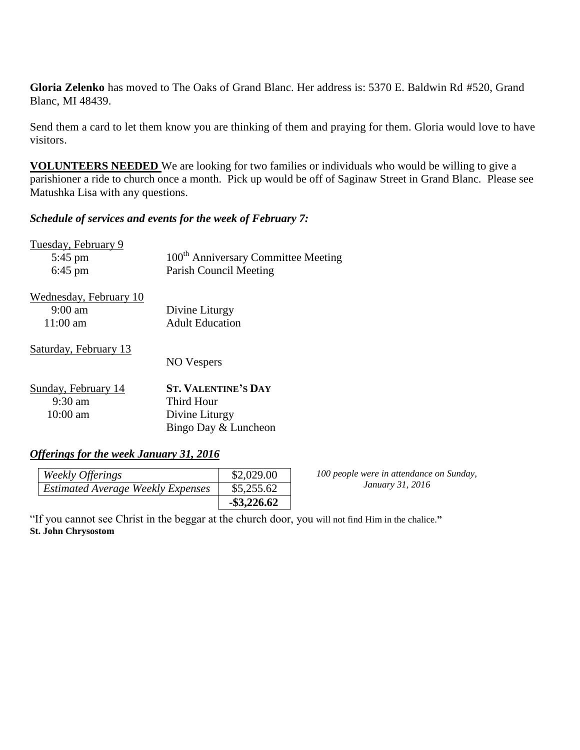**Gloria Zelenko** has moved to The Oaks of Grand Blanc. Her address is: 5370 E. Baldwin Rd #520, Grand Blanc, MI 48439.

Send them a card to let them know you are thinking of them and praying for them. Gloria would love to have visitors.

**VOLUNTEERS NEEDED** We are looking for two families or individuals who would be willing to give a parishioner a ride to church once a month. Pick up would be off of Saginaw Street in Grand Blanc. Please see Matushka Lisa with any questions.

***Schedule of services and events for the week of February 7:***

Tuesday, February 9
- 5:45 pm — 100th Anniversary Committee Meeting
- 6:45 pm — Parish Council Meeting

Wednesday, February 10
- 9:00 am — Divine Liturgy
- 11:00 am — Adult Education

Saturday, February 13
- NO Vespers

Sunday, February 14 — **ST. VALENTINE'S DAY**
- 9:30 am — Third Hour
- 10:00 am — Divine Liturgy
- Bingo Day & Luncheon

***Offerings for the week January 31, 2016***

| | |
|---|---|
| *Weekly Offerings* | $2,029.00 |
| *Estimated Average Weekly Expenses* | $5,255.62 |
| | **-$3,226.62** |

*100 people were in attendance on Sunday, January 31, 2016*

"If you cannot see Christ in the beggar at the church door, you will not find Him in the chalice."
**St. John Chrysostom**